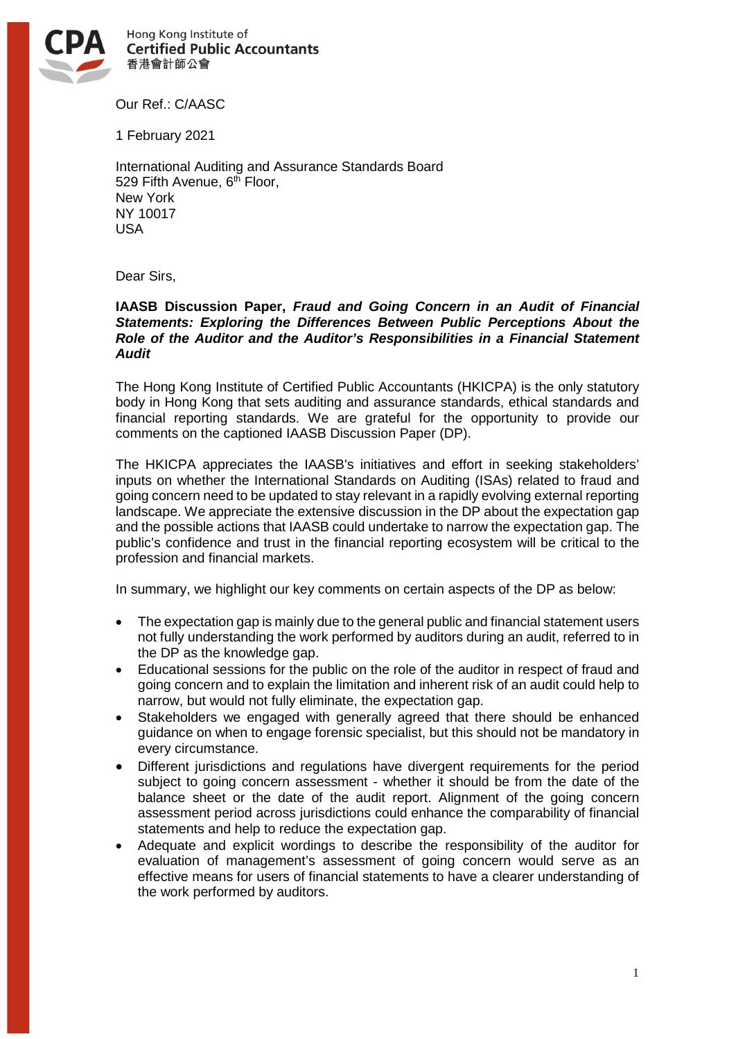Hong Kong Institute of
**Certified Public Accountants**
香港會計師公會

Our Ref.: C/AASC

1 February 2021

International Auditing and Assurance Standards Board
529 Fifth Avenue, 6th Floor,
New York
NY 10017
USA

Dear Sirs,

**IAASB Discussion Paper, *Fraud and Going Concern in an Audit of Financial Statements: Exploring the Differences Between Public Perceptions About the Role of the Auditor and the Auditor's Responsibilities in a Financial Statement Audit***

The Hong Kong Institute of Certified Public Accountants (HKICPA) is the only statutory body in Hong Kong that sets auditing and assurance standards, ethical standards and financial reporting standards. We are grateful for the opportunity to provide our comments on the captioned IAASB Discussion Paper (DP).

The HKICPA appreciates the IAASB's initiatives and effort in seeking stakeholders' inputs on whether the International Standards on Auditing (ISAs) related to fraud and going concern need to be updated to stay relevant in a rapidly evolving external reporting landscape. We appreciate the extensive discussion in the DP about the expectation gap and the possible actions that IAASB could undertake to narrow the expectation gap. The public's confidence and trust in the financial reporting ecosystem will be critical to the profession and financial markets.

In summary, we highlight our key comments on certain aspects of the DP as below:

- The expectation gap is mainly due to the general public and financial statement users not fully understanding the work performed by auditors during an audit, referred to in the DP as the knowledge gap.
- Educational sessions for the public on the role of the auditor in respect of fraud and going concern and to explain the limitation and inherent risk of an audit could help to narrow, but would not fully eliminate, the expectation gap.
- Stakeholders we engaged with generally agreed that there should be enhanced guidance on when to engage forensic specialist, but this should not be mandatory in every circumstance.
- Different jurisdictions and regulations have divergent requirements for the period subject to going concern assessment - whether it should be from the date of the balance sheet or the date of the audit report. Alignment of the going concern assessment period across jurisdictions could enhance the comparability of financial statements and help to reduce the expectation gap.
- Adequate and explicit wordings to describe the responsibility of the auditor for evaluation of management's assessment of going concern would serve as an effective means for users of financial statements to have a clearer understanding of the work performed by auditors.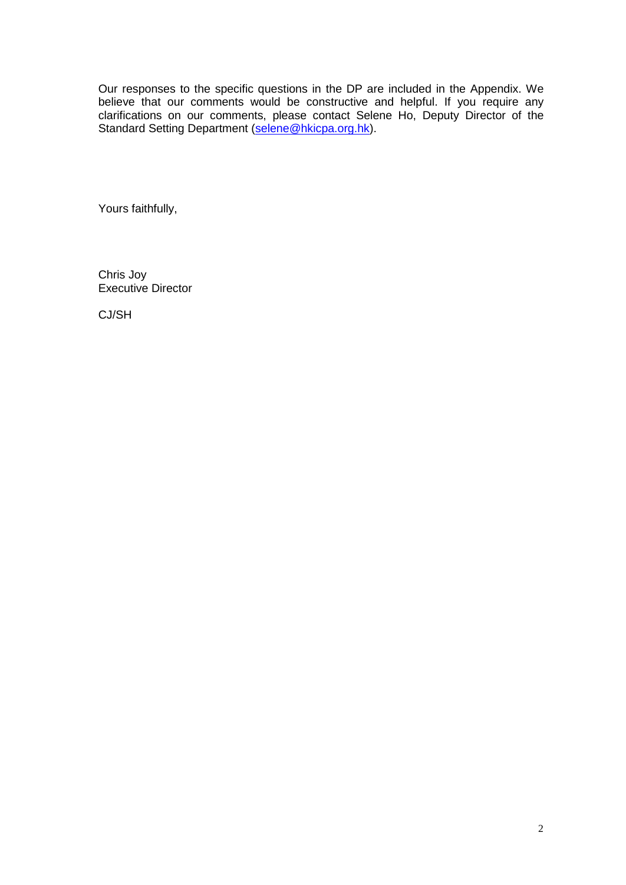Our responses to the specific questions in the DP are included in the Appendix. We believe that our comments would be constructive and helpful. If you require any clarifications on our comments, please contact Selene Ho, Deputy Director of the Standard Setting Department (selene@hkicpa.org.hk).

Yours faithfully,

Chris Joy
Executive Director

CJ/SH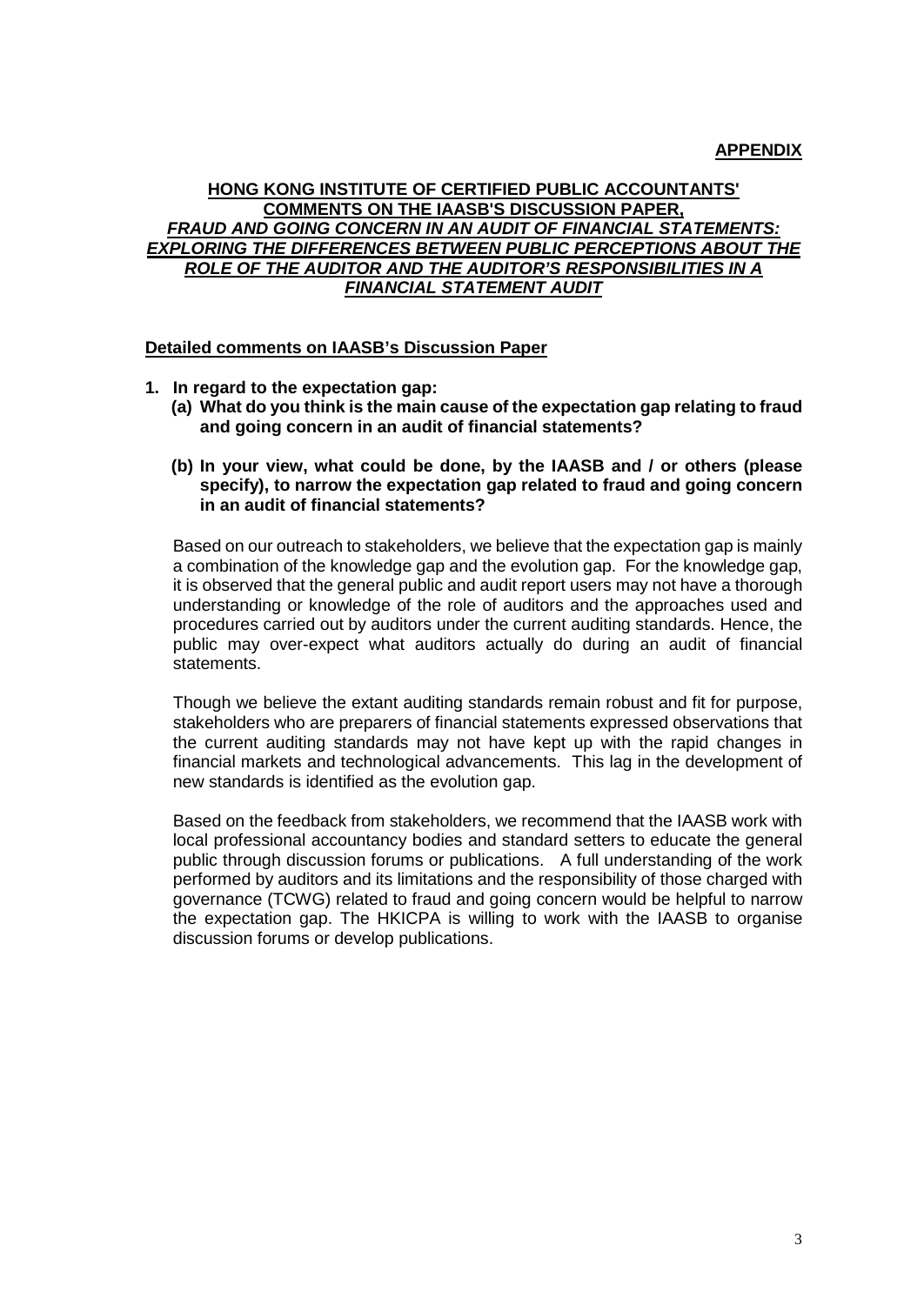**APPENDIX**

**HONG KONG INSTITUTE OF CERTIFIED PUBLIC ACCOUNTANTS' COMMENTS ON THE IAASB'S DISCUSSION PAPER, *FRAUD AND GOING CONCERN IN AN AUDIT OF FINANCIAL STATEMENTS: EXPLORING THE DIFFERENCES BETWEEN PUBLIC PERCEPTIONS ABOUT THE ROLE OF THE AUDITOR AND THE AUDITOR'S RESPONSIBILITIES IN A FINANCIAL STATEMENT AUDIT***

**Detailed comments on IAASB's Discussion Paper**

1. **In regard to the expectation gap:**
   **(a) What do you think is the main cause of the expectation gap relating to fraud and going concern in an audit of financial statements?**

   **(b) In your view, what could be done, by the IAASB and / or others (please specify), to narrow the expectation gap related to fraud and going concern in an audit of financial statements?**

   Based on our outreach to stakeholders, we believe that the expectation gap is mainly a combination of the knowledge gap and the evolution gap. For the knowledge gap, it is observed that the general public and audit report users may not have a thorough understanding or knowledge of the role of auditors and the approaches used and procedures carried out by auditors under the current auditing standards. Hence, the public may over-expect what auditors actually do during an audit of financial statements.

   Though we believe the extant auditing standards remain robust and fit for purpose, stakeholders who are preparers of financial statements expressed observations that the current auditing standards may not have kept up with the rapid changes in financial markets and technological advancements. This lag in the development of new standards is identified as the evolution gap.

   Based on the feedback from stakeholders, we recommend that the IAASB work with local professional accountancy bodies and standard setters to educate the general public through discussion forums or publications. A full understanding of the work performed by auditors and its limitations and the responsibility of those charged with governance (TCWG) related to fraud and going concern would be helpful to narrow the expectation gap. The HKICPA is willing to work with the IAASB to organise discussion forums or develop publications.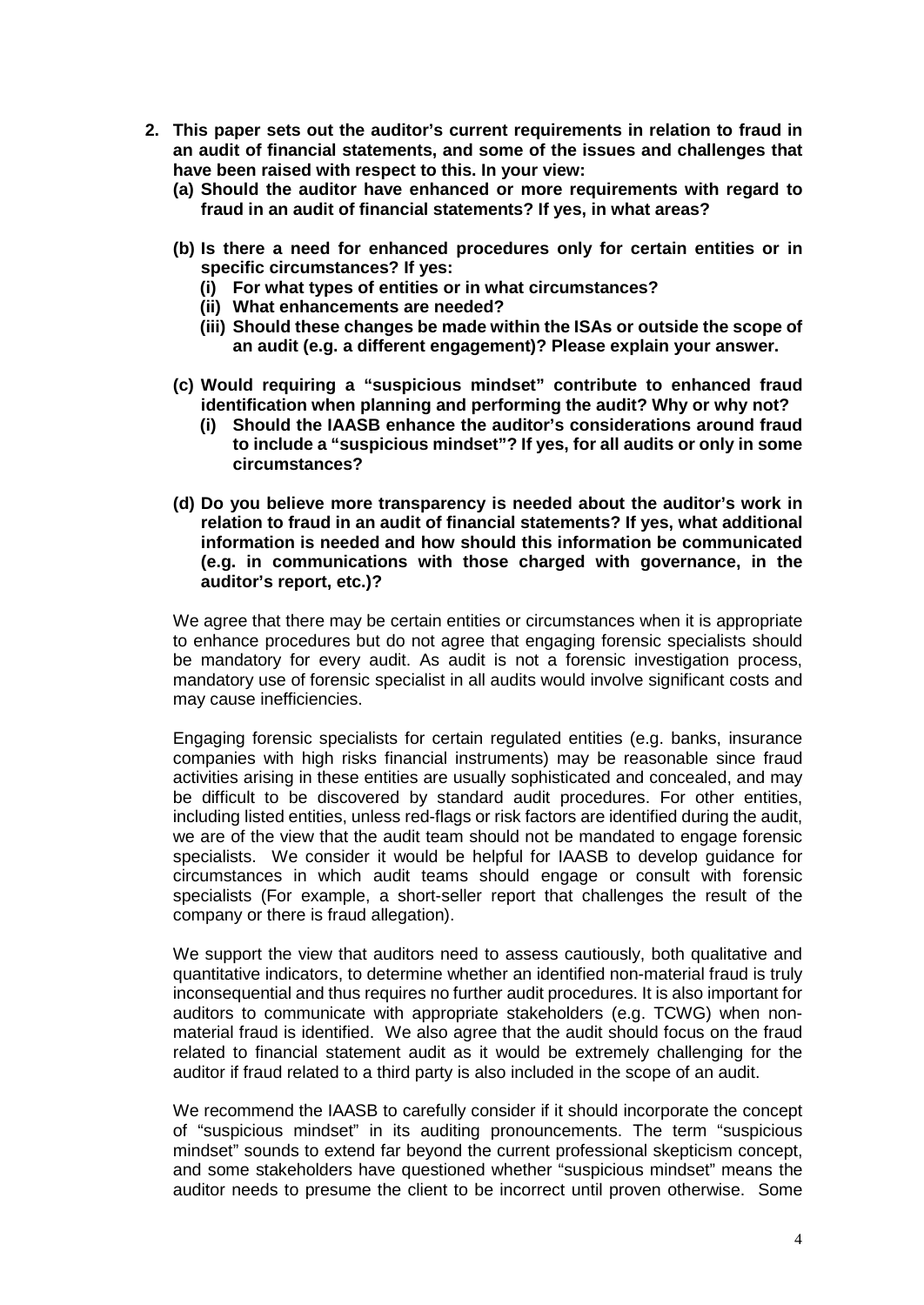**2. This paper sets out the auditor's current requirements in relation to fraud in an audit of financial statements, and some of the issues and challenges that have been raised with respect to this. In your view:**

   **(a) Should the auditor have enhanced or more requirements with regard to fraud in an audit of financial statements? If yes, in what areas?**

   **(b) Is there a need for enhanced procedures only for certain entities or in specific circumstances? If yes:**

      **(i) For what types of entities or in what circumstances?**

      **(ii) What enhancements are needed?**

      **(iii) Should these changes be made within the ISAs or outside the scope of an audit (e.g. a different engagement)? Please explain your answer.**

   **(c) Would requiring a "suspicious mindset" contribute to enhanced fraud identification when planning and performing the audit? Why or why not?**

      **(i) Should the IAASB enhance the auditor's considerations around fraud to include a "suspicious mindset"? If yes, for all audits or only in some circumstances?**

   **(d) Do you believe more transparency is needed about the auditor's work in relation to fraud in an audit of financial statements? If yes, what additional information is needed and how should this information be communicated (e.g. in communications with those charged with governance, in the auditor's report, etc.)?**

We agree that there may be certain entities or circumstances when it is appropriate to enhance procedures but do not agree that engaging forensic specialists should be mandatory for every audit. As audit is not a forensic investigation process, mandatory use of forensic specialist in all audits would involve significant costs and may cause inefficiencies.

Engaging forensic specialists for certain regulated entities (e.g. banks, insurance companies with high risks financial instruments) may be reasonable since fraud activities arising in these entities are usually sophisticated and concealed, and may be difficult to be discovered by standard audit procedures. For other entities, including listed entities, unless red-flags or risk factors are identified during the audit, we are of the view that the audit team should not be mandated to engage forensic specialists. We consider it would be helpful for IAASB to develop guidance for circumstances in which audit teams should engage or consult with forensic specialists (For example, a short-seller report that challenges the result of the company or there is fraud allegation).

We support the view that auditors need to assess cautiously, both qualitative and quantitative indicators, to determine whether an identified non-material fraud is truly inconsequential and thus requires no further audit procedures. It is also important for auditors to communicate with appropriate stakeholders (e.g. TCWG) when non-material fraud is identified. We also agree that the audit should focus on the fraud related to financial statement audit as it would be extremely challenging for the auditor if fraud related to a third party is also included in the scope of an audit.

We recommend the IAASB to carefully consider if it should incorporate the concept of "suspicious mindset" in its auditing pronouncements. The term "suspicious mindset" sounds to extend far beyond the current professional skepticism concept, and some stakeholders have questioned whether "suspicious mindset" means the auditor needs to presume the client to be incorrect until proven otherwise. Some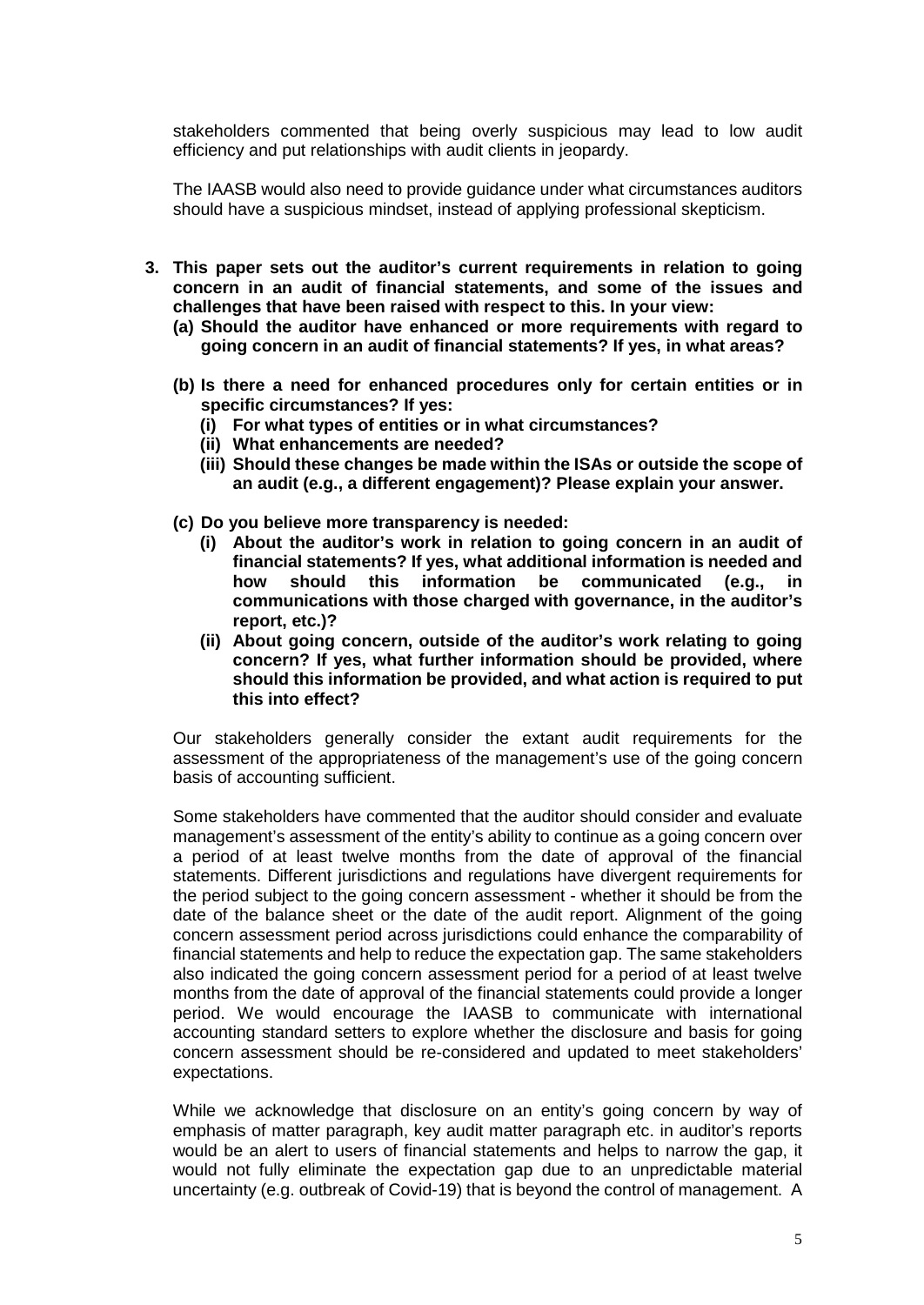stakeholders commented that being overly suspicious may lead to low audit efficiency and put relationships with audit clients in jeopardy.

The IAASB would also need to provide guidance under what circumstances auditors should have a suspicious mindset, instead of applying professional skepticism.

3. **This paper sets out the auditor's current requirements in relation to going concern in an audit of financial statements, and some of the issues and challenges that have been raised with respect to this. In your view:**
   **(a) Should the auditor have enhanced or more requirements with regard to going concern in an audit of financial statements? If yes, in what areas?**

   **(b) Is there a need for enhanced procedures only for certain entities or in specific circumstances? If yes:**
   **(i) For what types of entities or in what circumstances?**
   **(ii) What enhancements are needed?**
   **(iii) Should these changes be made within the ISAs or outside the scope of an audit (e.g., a different engagement)? Please explain your answer.**

   **(c) Do you believe more transparency is needed:**
   **(i) About the auditor's work in relation to going concern in an audit of financial statements? If yes, what additional information is needed and how should this information be communicated (e.g., in communications with those charged with governance, in the auditor's report, etc.)?**
   **(ii) About going concern, outside of the auditor's work relating to going concern? If yes, what further information should be provided, where should this information be provided, and what action is required to put this into effect?**

Our stakeholders generally consider the extant audit requirements for the assessment of the appropriateness of the management's use of the going concern basis of accounting sufficient.

Some stakeholders have commented that the auditor should consider and evaluate management's assessment of the entity's ability to continue as a going concern over a period of at least twelve months from the date of approval of the financial statements. Different jurisdictions and regulations have divergent requirements for the period subject to the going concern assessment - whether it should be from the date of the balance sheet or the date of the audit report. Alignment of the going concern assessment period across jurisdictions could enhance the comparability of financial statements and help to reduce the expectation gap. The same stakeholders also indicated the going concern assessment period for a period of at least twelve months from the date of approval of the financial statements could provide a longer period. We would encourage the IAASB to communicate with international accounting standard setters to explore whether the disclosure and basis for going concern assessment should be re-considered and updated to meet stakeholders' expectations.

While we acknowledge that disclosure on an entity's going concern by way of emphasis of matter paragraph, key audit matter paragraph etc. in auditor's reports would be an alert to users of financial statements and helps to narrow the gap, it would not fully eliminate the expectation gap due to an unpredictable material uncertainty (e.g. outbreak of Covid-19) that is beyond the control of management. A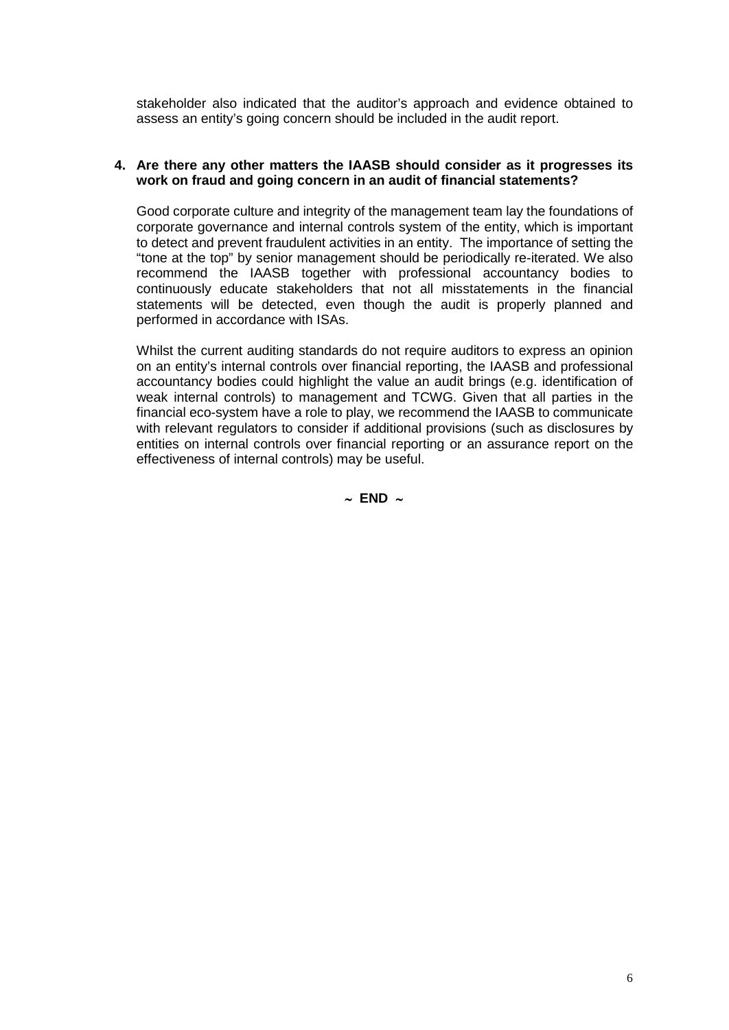stakeholder also indicated that the auditor's approach and evidence obtained to assess an entity's going concern should be included in the audit report.

**4. Are there any other matters the IAASB should consider as it progresses its work on fraud and going concern in an audit of financial statements?**

Good corporate culture and integrity of the management team lay the foundations of corporate governance and internal controls system of the entity, which is important to detect and prevent fraudulent activities in an entity. The importance of setting the "tone at the top" by senior management should be periodically re-iterated. We also recommend the IAASB together with professional accountancy bodies to continuously educate stakeholders that not all misstatements in the financial statements will be detected, even though the audit is properly planned and performed in accordance with ISAs.

Whilst the current auditing standards do not require auditors to express an opinion on an entity's internal controls over financial reporting, the IAASB and professional accountancy bodies could highlight the value an audit brings (e.g. identification of weak internal controls) to management and TCWG. Given that all parties in the financial eco-system have a role to play, we recommend the IAASB to communicate with relevant regulators to consider if additional provisions (such as disclosures by entities on internal controls over financial reporting or an assurance report on the effectiveness of internal controls) may be useful.

**~ END ~**